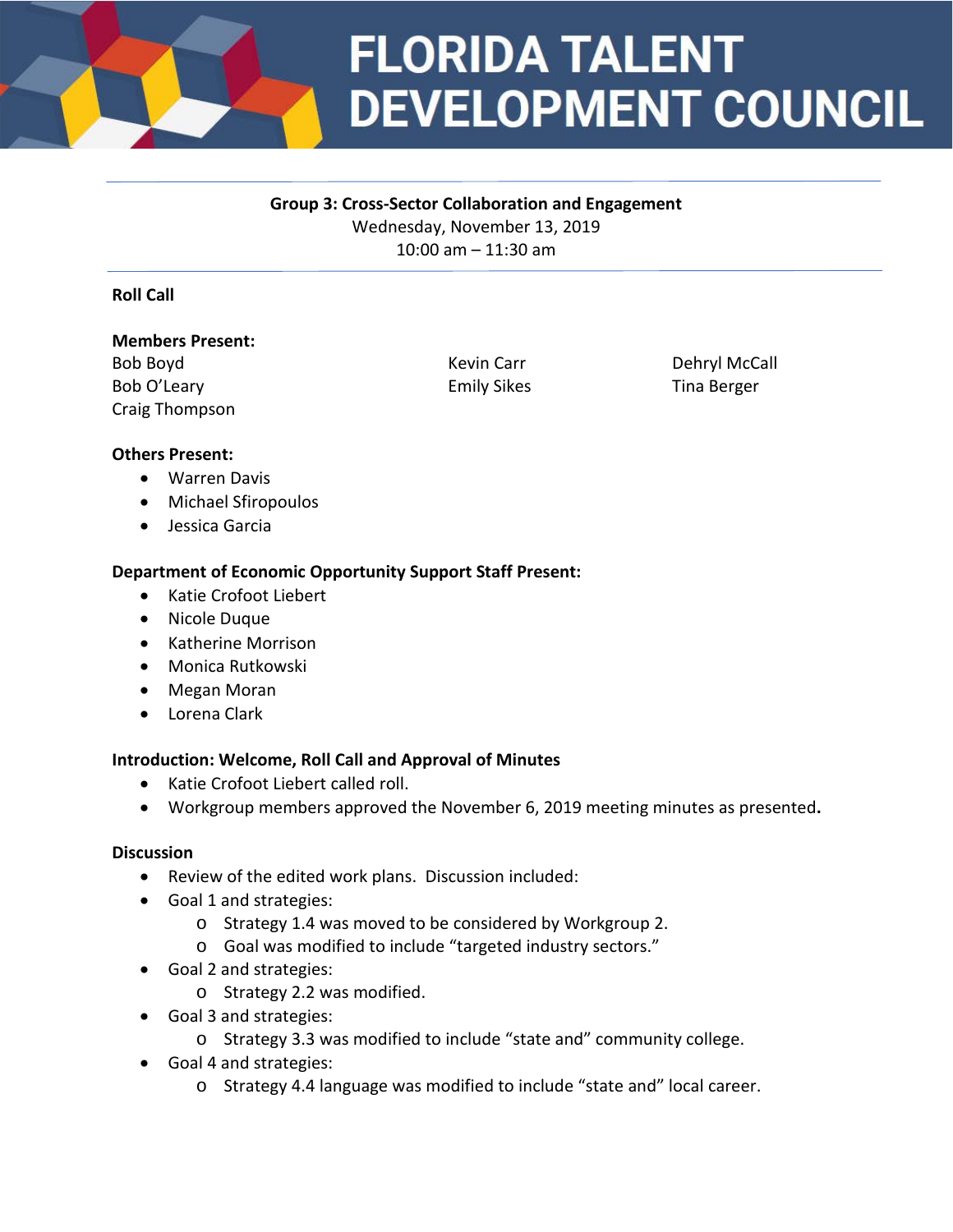# FLORIDA TALENT DEVELOPMENT COUNCIL

**Group 3: Cross-Sector Collaboration and Engagement**
Wednesday, November 13, 2019
10:00 am – 11:30 am

## Roll Call

**Members Present:**

Bob Boyd
Bob O'Leary
Craig Thompson
Kevin Carr
Emily Sikes
Dehryl McCall
Tina Berger

**Others Present:**

- Warren Davis
- Michael Sfiropoulos
- Jessica Garcia

**Department of Economic Opportunity Support Staff Present:**

- Katie Crofoot Liebert
- Nicole Duque
- Katherine Morrison
- Monica Rutkowski
- Megan Moran
- Lorena Clark

## Introduction: Welcome, Roll Call and Approval of Minutes

- Katie Crofoot Liebert called roll.
- Workgroup members approved the November 6, 2019 meeting minutes as presented**.**

## Discussion

- Review of the edited work plans. Discussion included:
- Goal 1 and strategies:
  - Strategy 1.4 was moved to be considered by Workgroup 2.
  - Goal was modified to include "targeted industry sectors."
- Goal 2 and strategies:
  - Strategy 2.2 was modified.
- Goal 3 and strategies:
  - Strategy 3.3 was modified to include "state and" community college.
- Goal 4 and strategies:
  - Strategy 4.4 language was modified to include "state and" local career.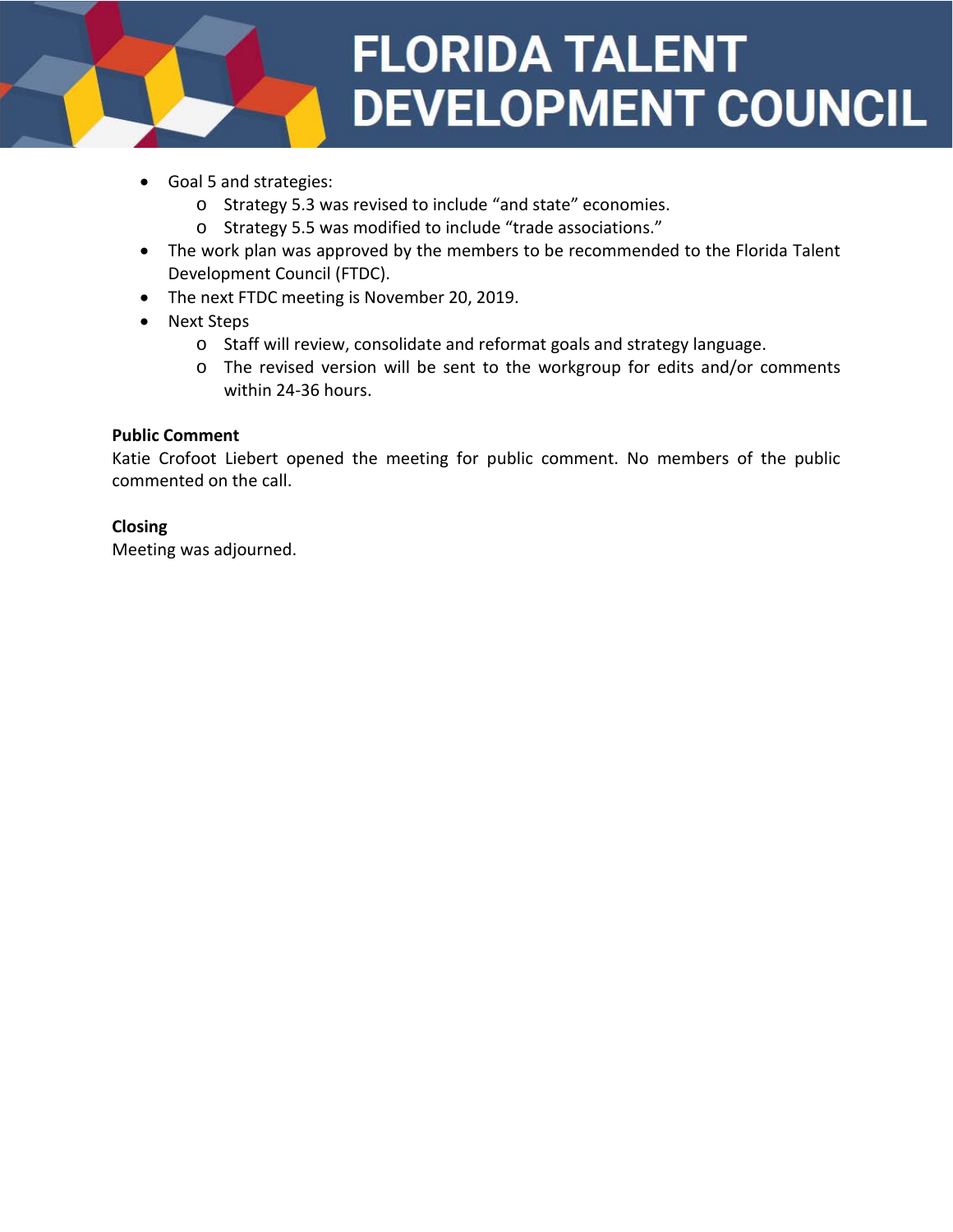- Goal 5 and strategies:
  - Strategy 5.3 was revised to include “and state” economies.
  - Strategy 5.5 was modified to include “trade associations.”
- The work plan was approved by the members to be recommended to the Florida Talent Development Council (FTDC).
- The next FTDC meeting is November 20, 2019.
- Next Steps
  - Staff will review, consolidate and reformat goals and strategy language.
  - The revised version will be sent to the workgroup for edits and/or comments within 24-36 hours.

**Public Comment**

Katie Crofoot Liebert opened the meeting for public comment. No members of the public commented on the call.

**Closing**

Meeting was adjourned.